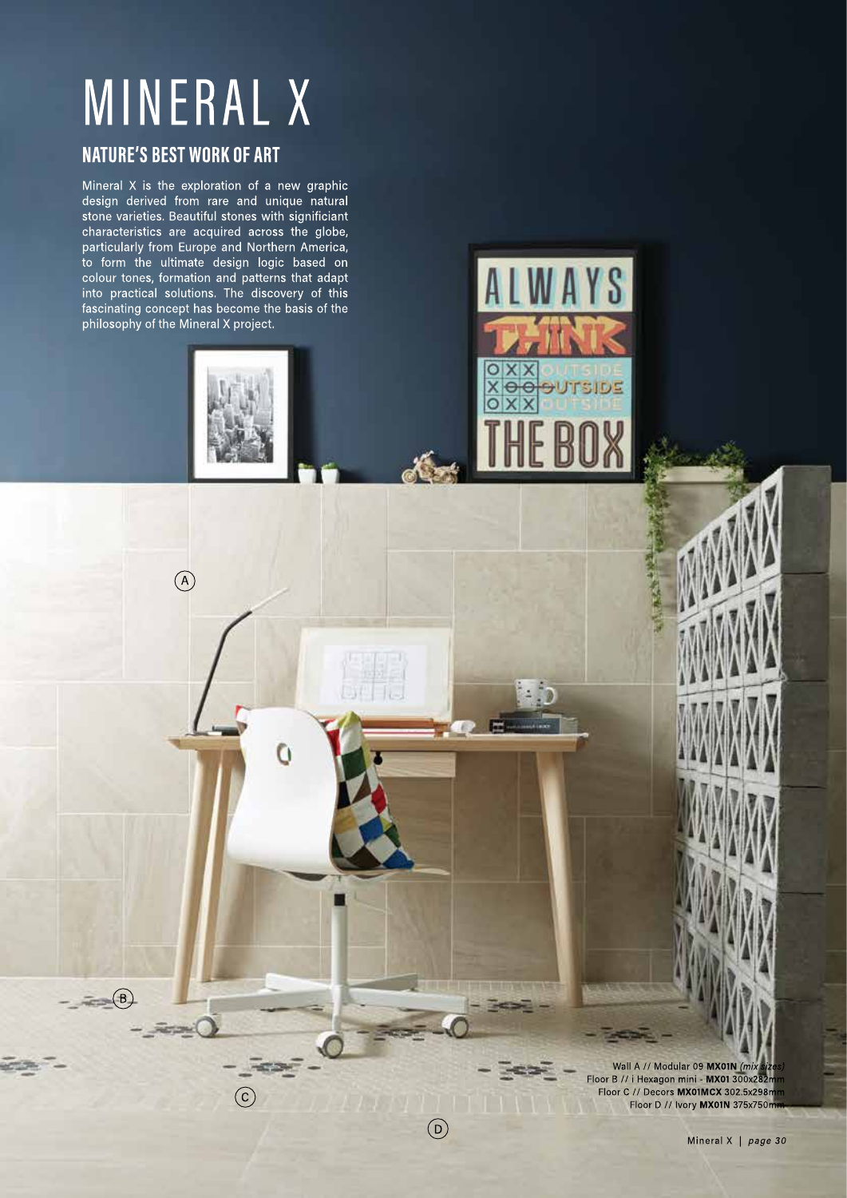# MINERAL X

## NATURE'S BEST WORK OF ART

Mineral X is the exploration of a new graphic design derived from rare and unique natural stone varieties. Beautiful stones with significiant characteristics are acquired across the globe, particularly from Europe and Northern America, to form the ultimate design logic based on colour tones, formation and patterns that adapt into practical solutions. The discovery of this fascinating concept has become the basis of the philosophy of the Mineral X project.

Wall A // Modular 09 **MX01N** *(mix sizes)*
Floor B // i Hexagon mini - **MX01** 300x282mm
Floor C // Decors **MX01MCX** 302.5x298mm
Floor D // Ivory **MX01N** 375x750mm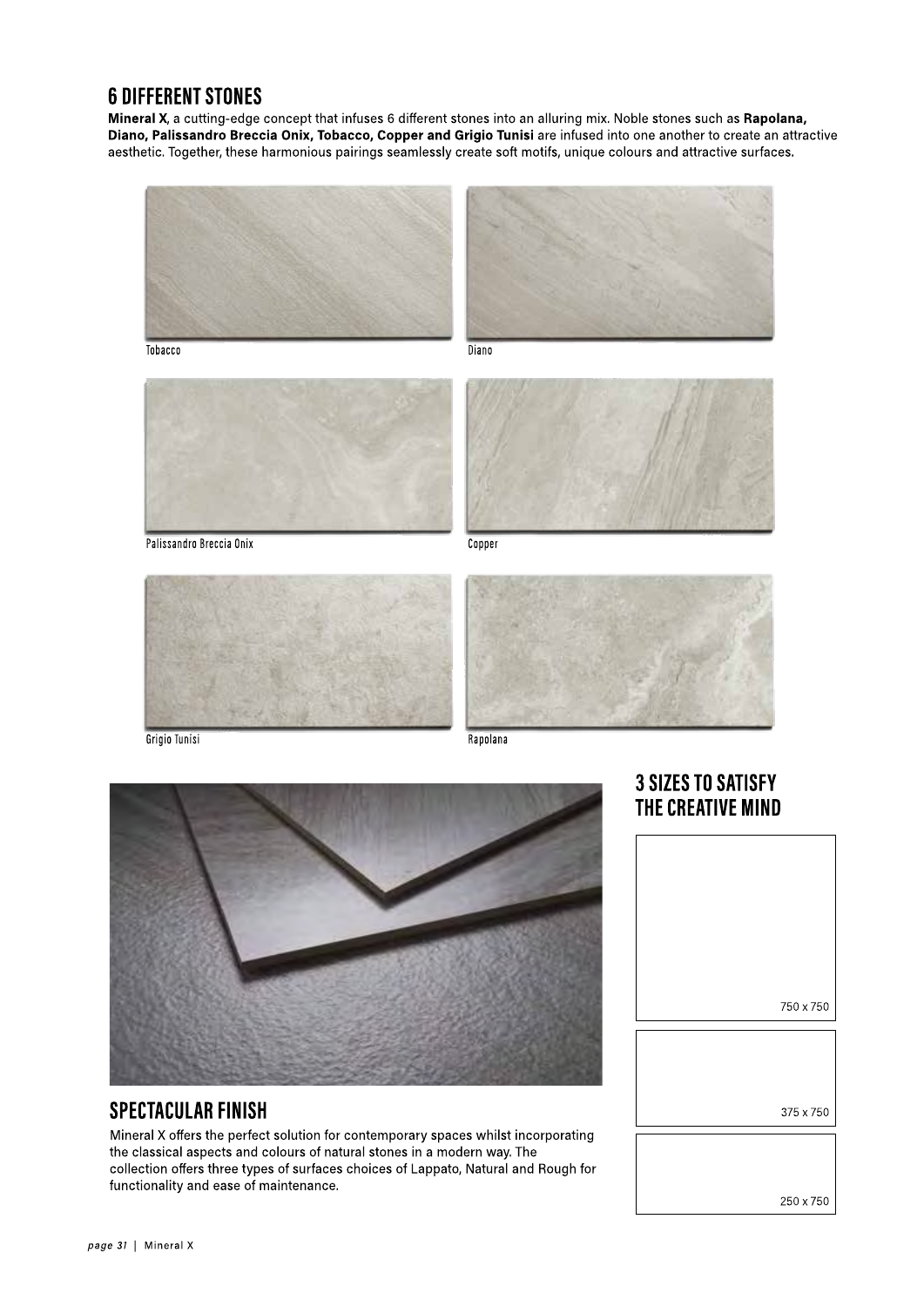## 6 DIFFERENT STONES

**Mineral X**, a cutting-edge concept that infuses 6 different stones into an alluring mix. Noble stones such as **Rapolana, Diano, Palissandro Breccia Onix, Tobacco, Copper and Grigio Tunisi** are infused into one another to create an attractive aesthetic. Together, these harmonious pairings seamlessly create soft motifs, unique colours and attractive surfaces.

Tobacco

Diano

Palissandro Breccia Onix

Copper

Grigio Tunisi

Rapolana

## SPECTACULAR FINISH

Mineral X offers the perfect solution for contemporary spaces whilst incorporating the classical aspects and colours of natural stones in a modern way. The collection offers three types of surfaces choices of Lappato, Natural and Rough for functionality and ease of maintenance.

## 3 SIZES TO SATISFY THE CREATIVE MIND

750 x 750

375 x 750

250 x 750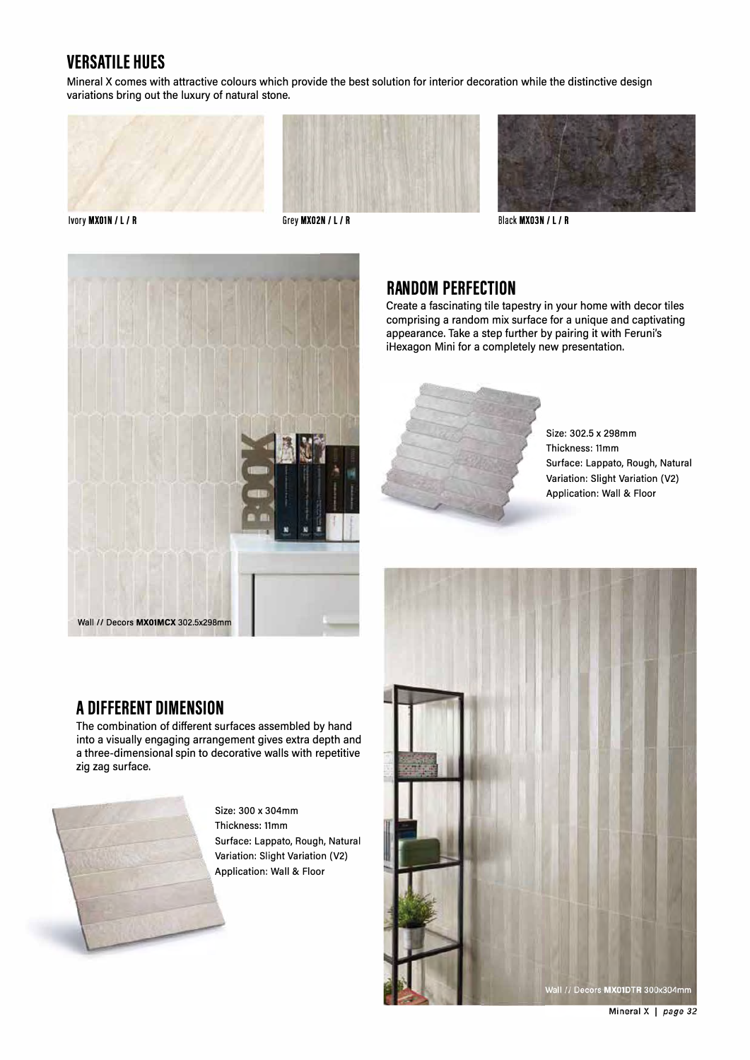## VERSATILE HUES

Mineral X comes with attractive colours which provide the best solution for interior decoration while the distinctive design variations bring out the luxury of natural stone.

Ivory **MX01N / L / R**

Grey **MX02N / L / R**

Black **MX03N / L / R**

Wall // Decors **MX01MCX** 302.5x298mm

## RANDOM PERFECTION

Create a fascinating tile tapestry in your home with decor tiles comprising a random mix surface for a unique and captivating appearance. Take a step further by pairing it with Feruni's iHexagon Mini for a completely new presentation.

Size: 302.5 x 298mm
Thickness: 11mm
Surface: Lappato, Rough, Natural
Variation: Slight Variation (V2)
Application: Wall & Floor

## A DIFFERENT DIMENSION

The combination of different surfaces assembled by hand into a visually engaging arrangement gives extra depth and a three-dimensional spin to decorative walls with repetitive zig zag surface.

Size: 300 x 304mm
Thickness: 11mm
Surface: Lappato, Rough, Natural
Variation: Slight Variation (V2)
Application: Wall & Floor

Wall // Decors **MX01DTR** 300x304mm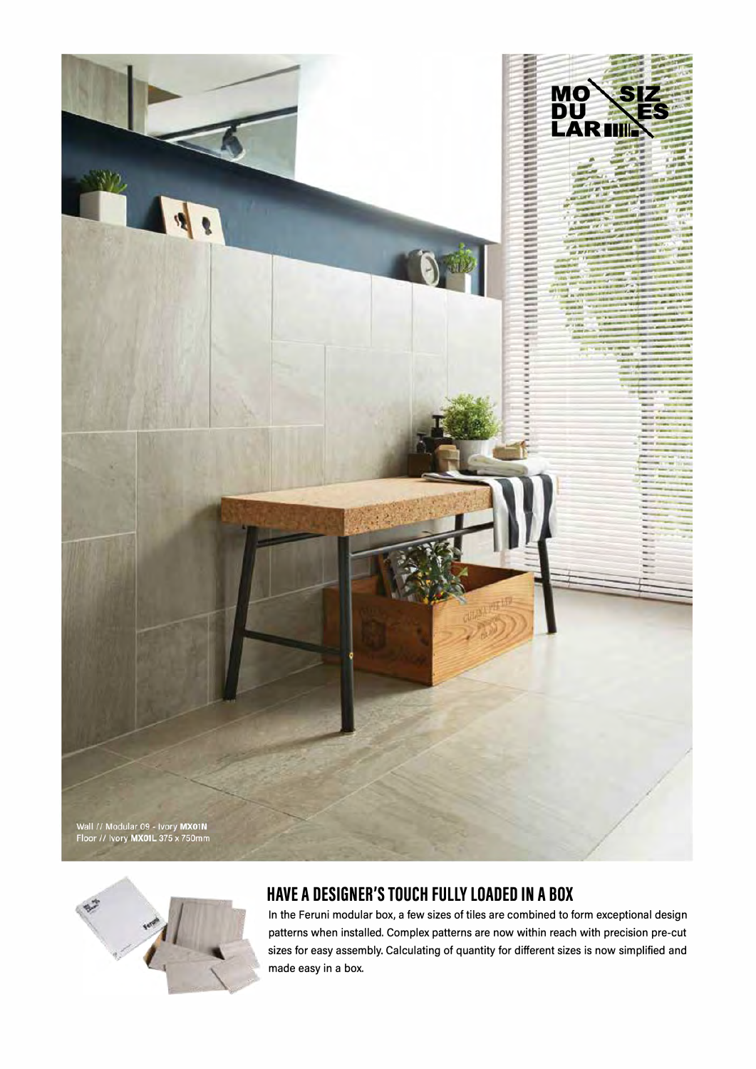MODULAR SIZES

Wall // Modular 09 - Ivory **MX01N**
Floor // Ivory **MX01L** 375 x 750mm

## HAVE A DESIGNER'S TOUCH FULLY LOADED IN A BOX

In the Feruni modular box, a few sizes of tiles are combined to form exceptional design patterns when installed. Complex patterns are now within reach with precision pre-cut sizes for easy assembly. Calculating of quantity for different sizes is now simplified and made easy in a box.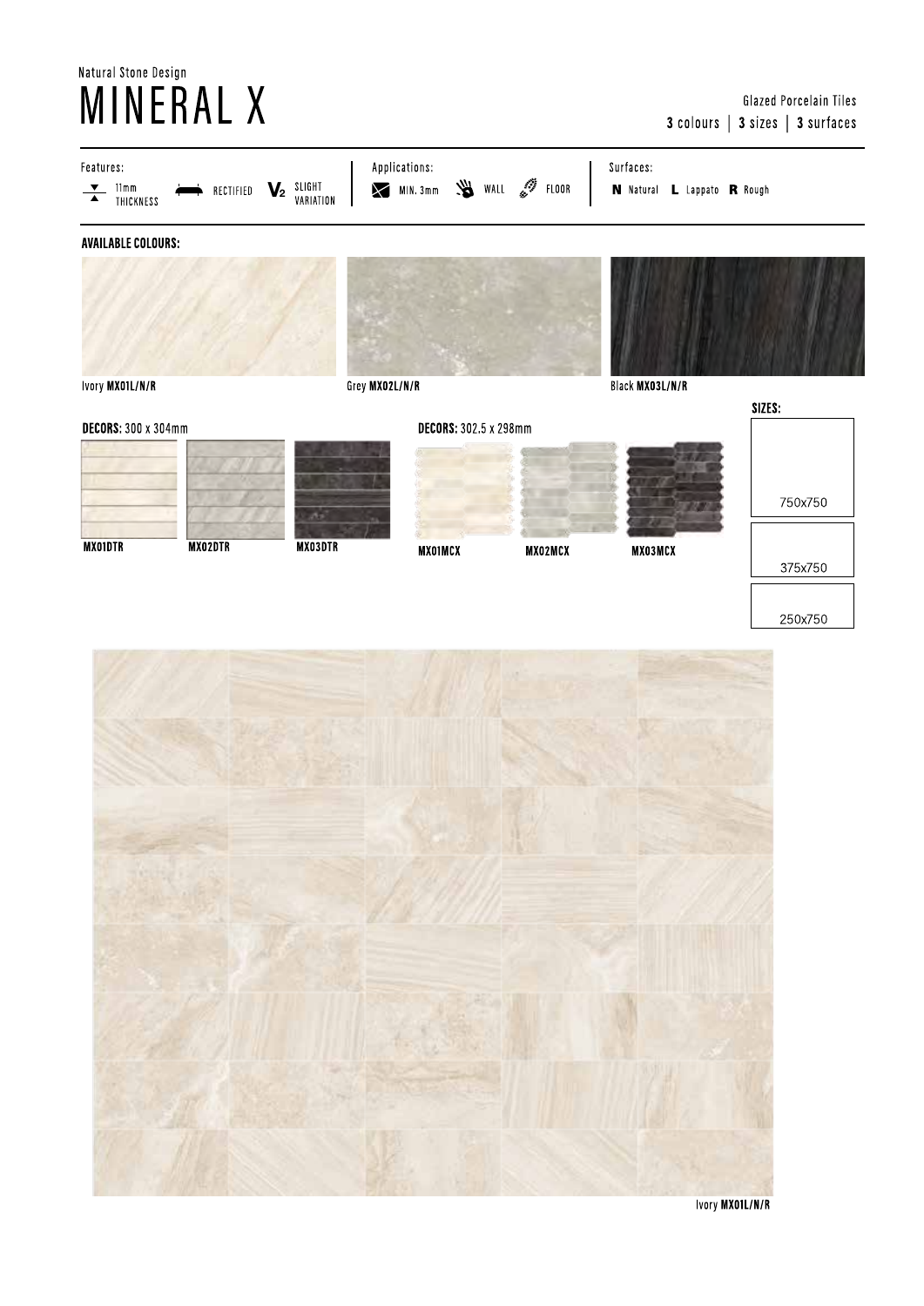Natural Stone Design

# MINERAL X

Glazed Porcelain Tiles

**3** colours | **3** sizes | **3** surfaces

Features: 11mm THICKNESS | RECTIFIED | V2 SLIGHT VARIATION

Applications: MIN. 3mm | WALL | FLOOR

Surfaces: **N** Natural **L** Lappato **R** Rough

## AVAILABLE COLOURS:

Ivory **MX01L/N/R**

Grey **MX02L/N/R**

Black **MX03L/N/R**

**DECORS:** 300 x 304mm

**MX01DTR** **MX02DTR** **MX03DTR**

**DECORS:** 302.5 x 298mm

**MX01MCX** **MX02MCX** **MX03MCX**

**SIZES:**

750x750

375x750

250x750

Ivory **MX01L/N/R**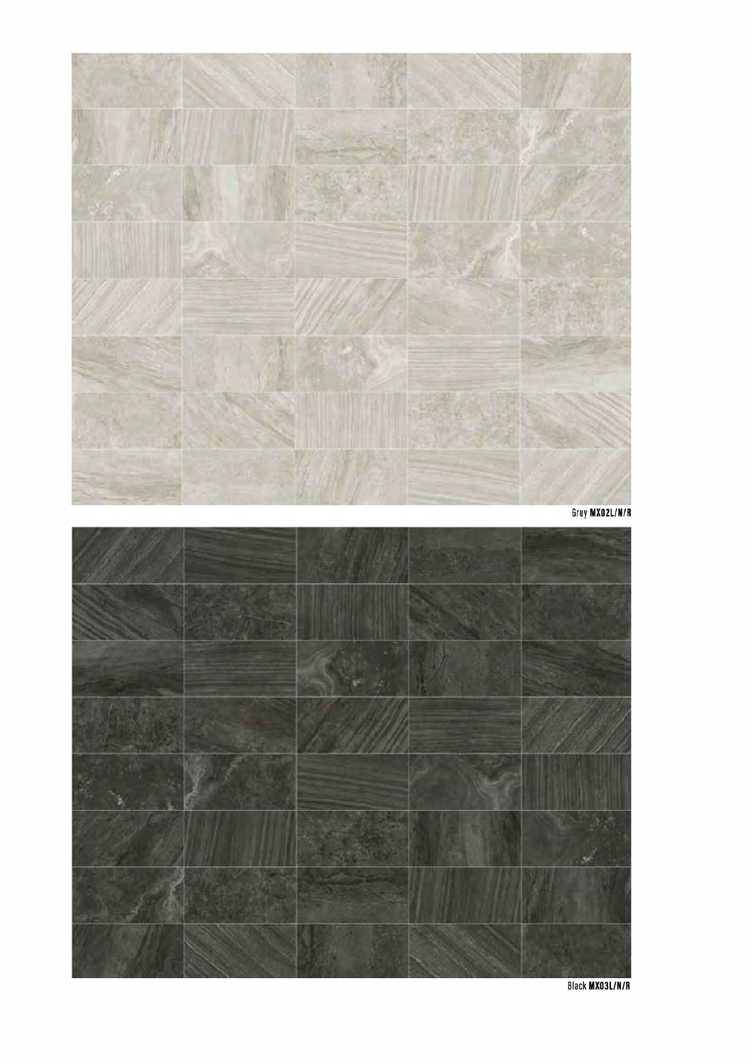Grey **MX02L/N/R**

Black **MX03L/N/R**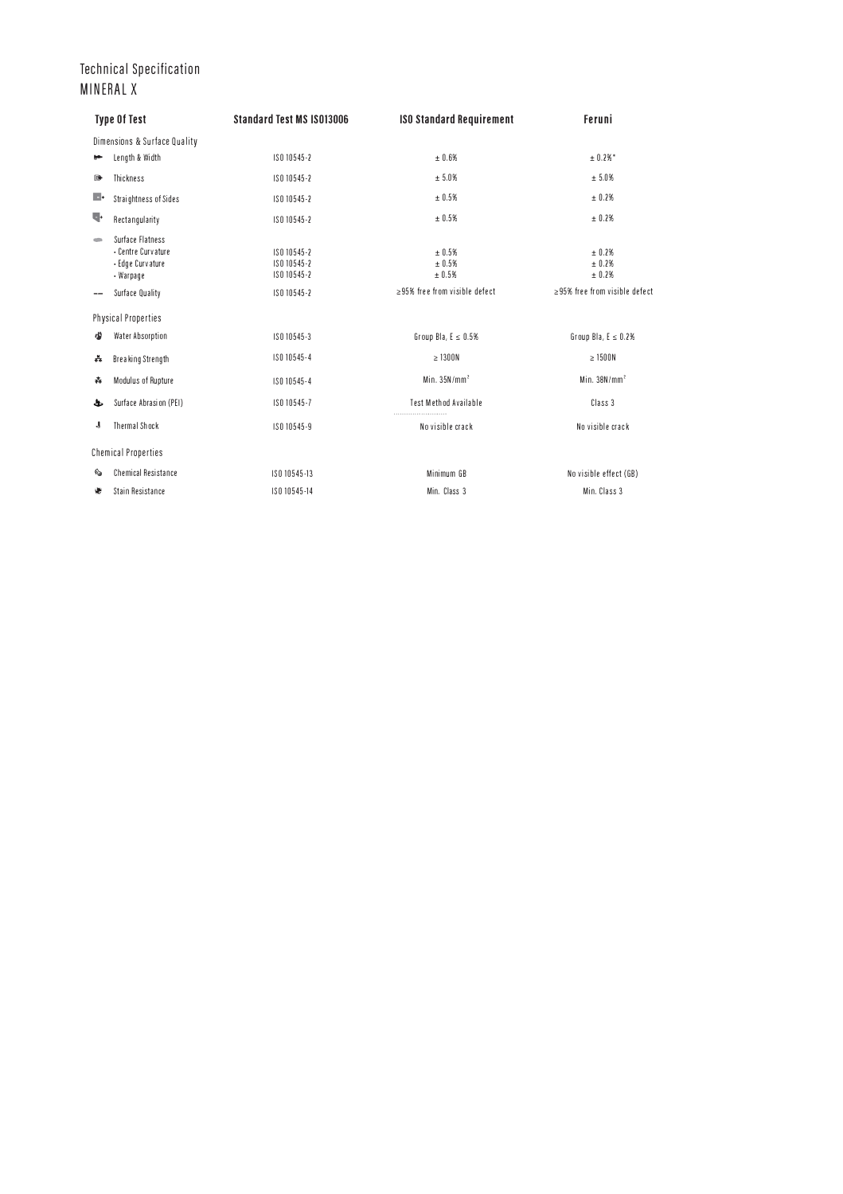# Technical Specification
## MINERAL X

| Type Of Test | Standard Test MS ISO13006 | ISO Standard Requirement | Feruni |
|---|---|---|---|
| **Dimensions & Surface Quality** | | | |
| Length & Width | ISO 10545-2 | ± 0.6% | ± 0.2%* |
| Thickness | ISO 10545-2 | ± 5.0% | ± 5.0% |
| Straightness of Sides | ISO 10545-2 | ± 0.5% | ± 0.2% |
| Rectangularity | ISO 10545-2 | ± 0.5% | ± 0.2% |
| Surface Flatness | | | |
| - Centre Curvature | ISO 10545-2 | ± 0.5% | ± 0.2% |
| - Edge Curvature | ISO 10545-2 | ± 0.5% | ± 0.2% |
| - Warpage | ISO 10545-2 | ± 0.5% | ± 0.2% |
| Surface Quality | ISO 10545-2 | ≥95% free from visible defect | ≥95% free from visible defect |
| **Physical Properties** | | | |
| Water Absorption | ISO 10545-3 | Group BIa, E ≤ 0.5% | Group BIa, E ≤ 0.2% |
| Breaking Strength | ISO 10545-4 | ≥ 1300N | ≥ 1500N |
| Modulus of Rupture | ISO 10545-4 | Min. $35N/mm^2$ | Min. $38N/mm^2$ |
| Surface Abrasion (PEI) | ISO 10545-7 | Test Method Available | Class 3 |
| Thermal Shock | ISO 10545-9 | No visible crack | No visible crack |
| **Chemical Properties** | | | |
| Chemical Resistance | ISO 10545-13 | Minimum GB | No visible effect (GB) |
| Stain Resistance | ISO 10545-14 | Min. Class 3 | Min. Class 3 |